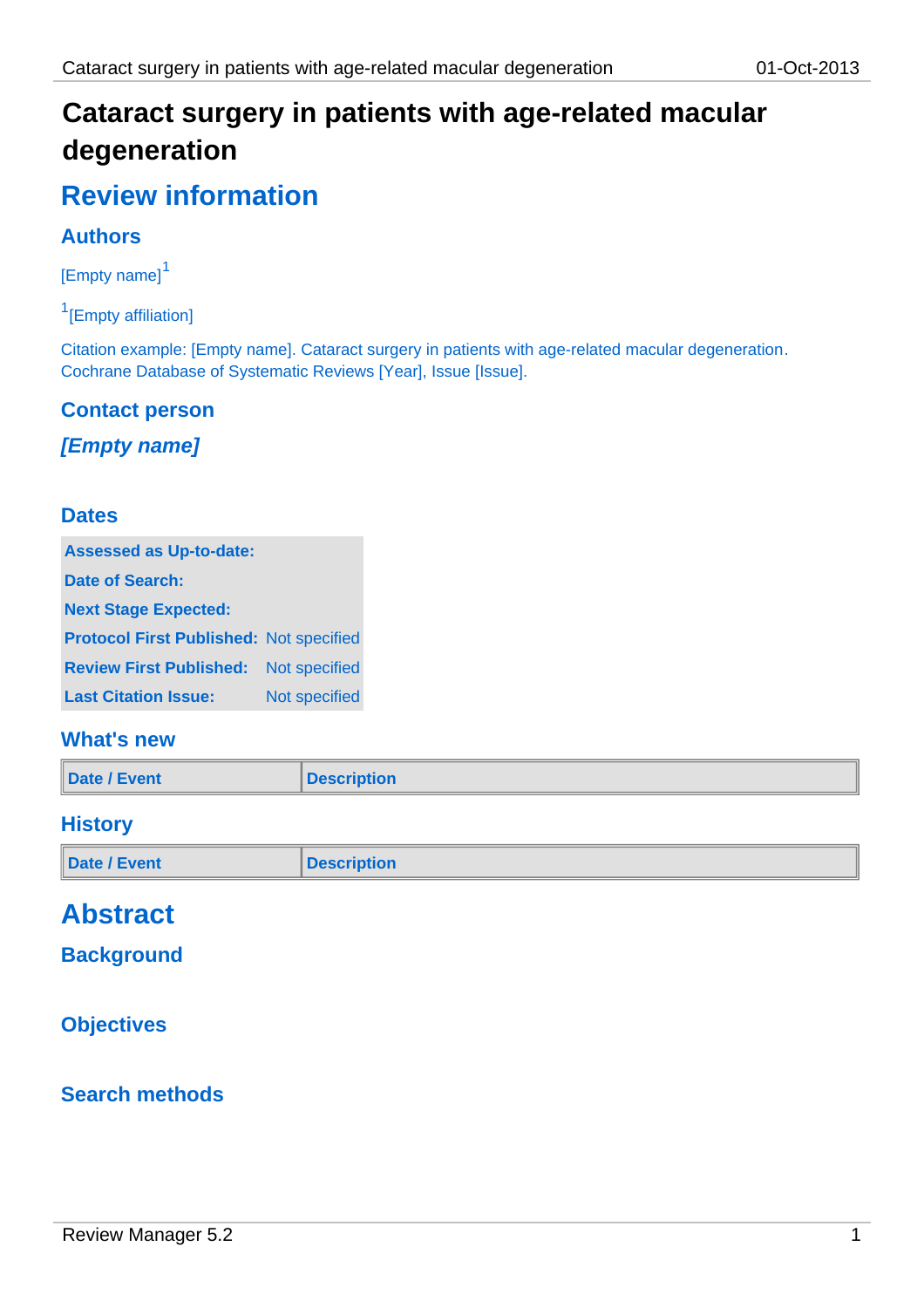# Cataract surgery in patients with age-related macular degeneration

## Review information

### Authors

[Empty name][1]

[1][Empty affiliation]

Citation example: [Empty name]. Cataract surgery in patients with age-related macular degeneration. Cochrane Database of Systematic Reviews [Year], Issue [Issue].

### Contact person

***[Empty name]***

### Dates

| | |
|---|---|
| **Assessed as Up-to-date:** | |
| **Date of Search:** | |
| **Next Stage Expected:** | |
| **Protocol First Published:** | Not specified |
| **Review First Published:** | Not specified |
| **Last Citation Issue:** | Not specified |

### What's new

| Date / Event | Description |
|---|---|

### History

| Date / Event | Description |
|---|---|

## Abstract

### Background

### Objectives

### Search methods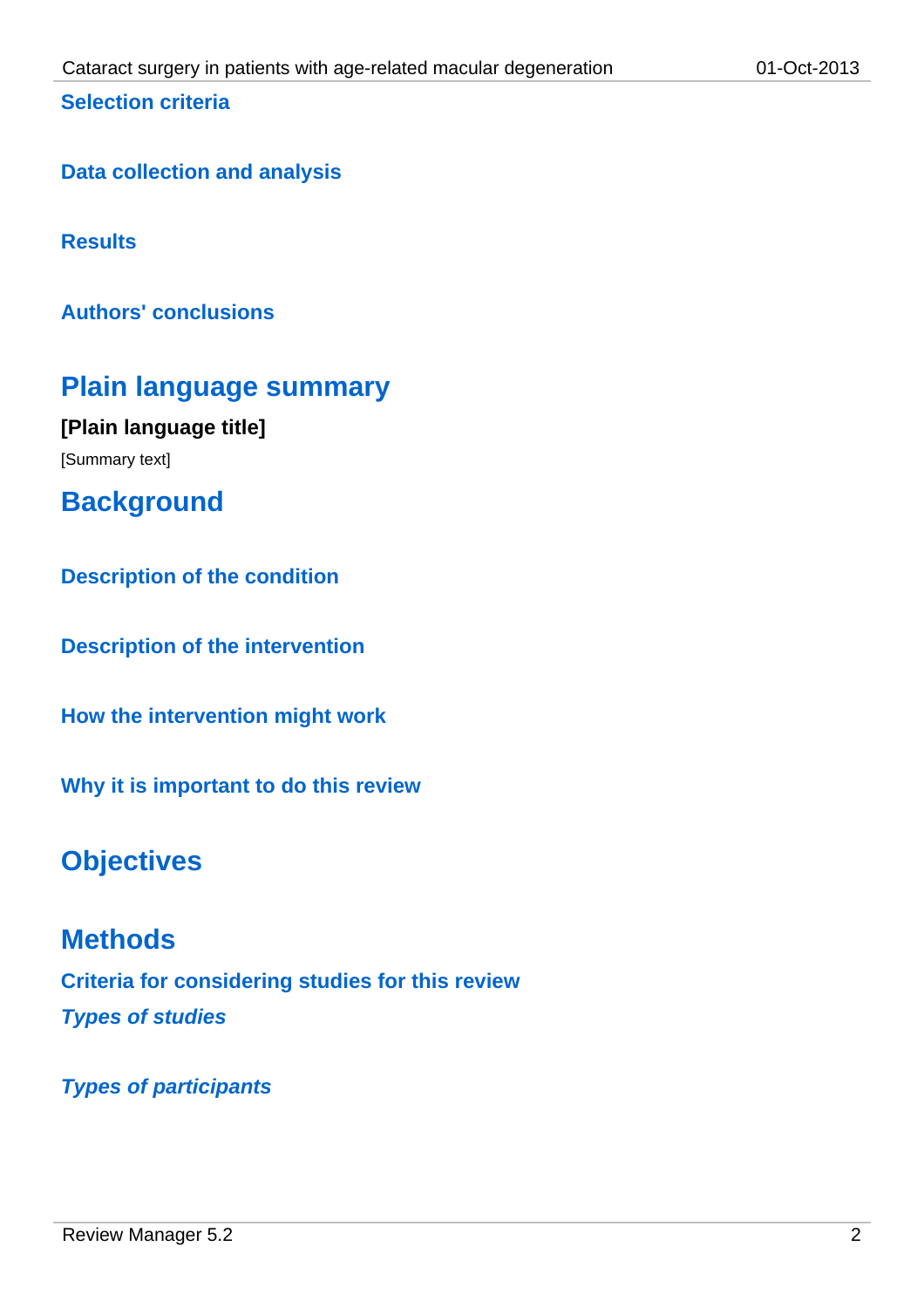### Selection criteria

### Data collection and analysis

### Results

### Authors' conclusions

# Plain language summary

**[Plain language title]**

[Summary text]

# Background

### Description of the condition

### Description of the intervention

### How the intervention might work

### Why it is important to do this review

# Objectives

# Methods

### Criteria for considering studies for this review

#### *Types of studies*

#### *Types of participants*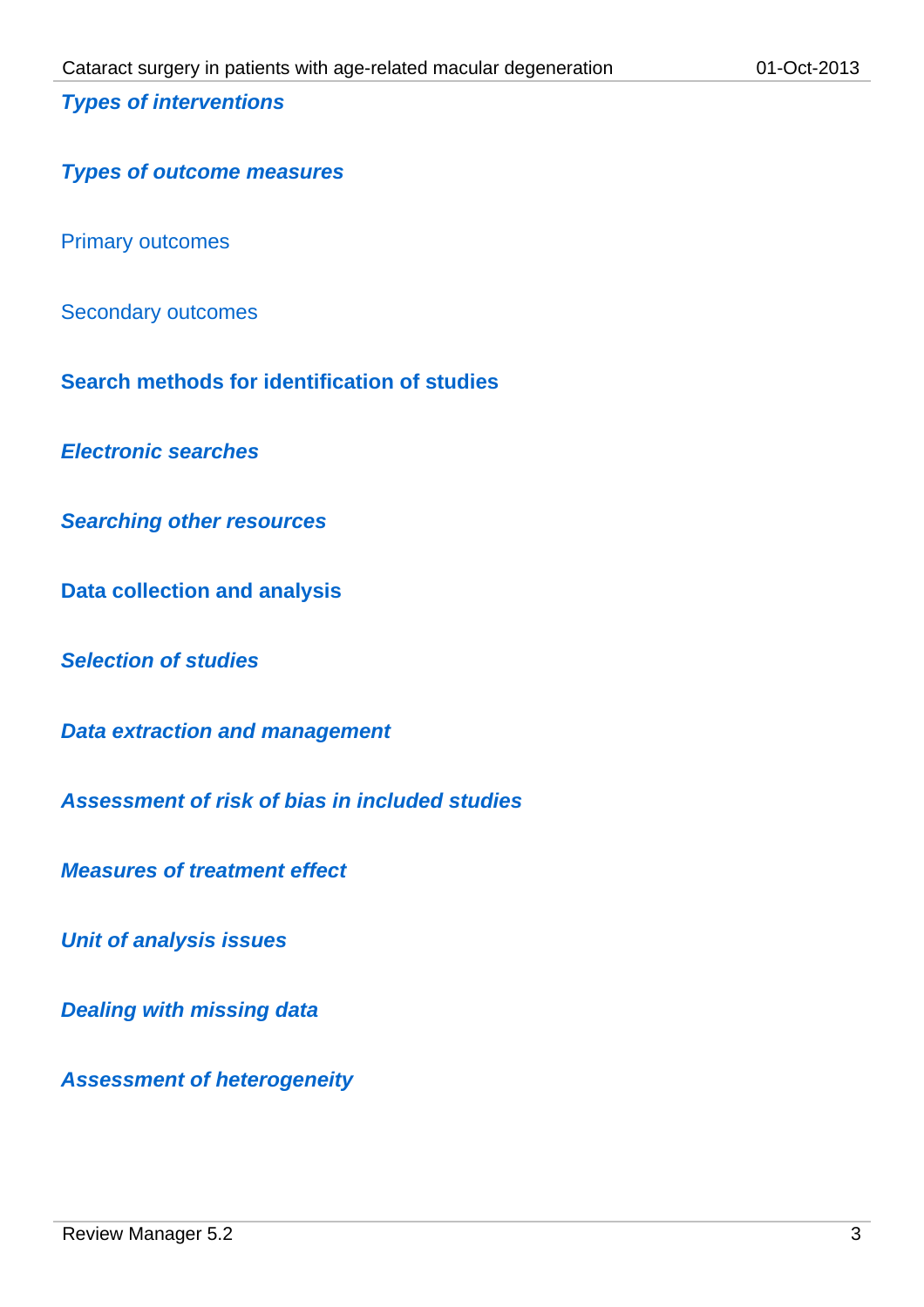### *Types of interventions*

### *Types of outcome measures*

#### Primary outcomes

#### Secondary outcomes

## Search methods for identification of studies

### *Electronic searches*

### *Searching other resources*

## Data collection and analysis

### *Selection of studies*

### *Data extraction and management*

### *Assessment of risk of bias in included studies*

### *Measures of treatment effect*

### *Unit of analysis issues*

### *Dealing with missing data*

### *Assessment of heterogeneity*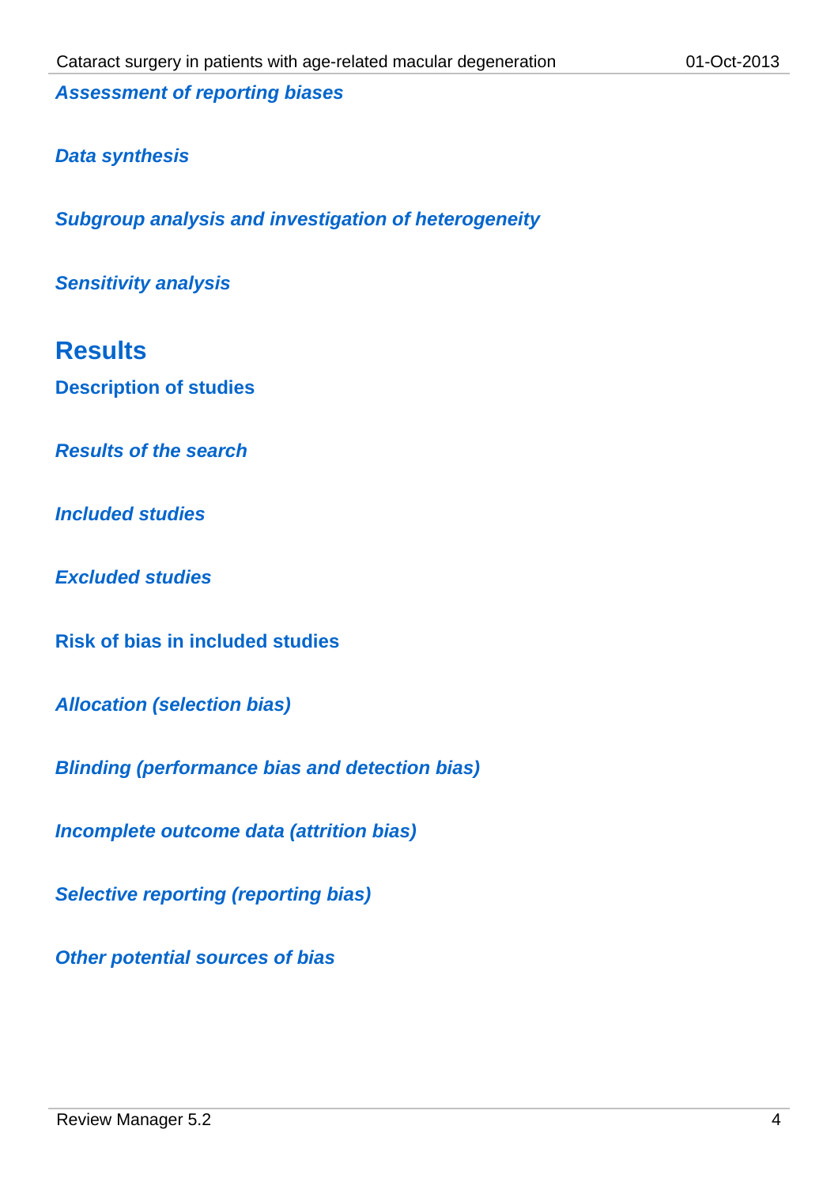### *Assessment of reporting biases*

### *Data synthesis*

### *Subgroup analysis and investigation of heterogeneity*

### *Sensitivity analysis*

# Results

## Description of studies

### *Results of the search*

### *Included studies*

### *Excluded studies*

## Risk of bias in included studies

### *Allocation (selection bias)*

### *Blinding (performance bias and detection bias)*

### *Incomplete outcome data (attrition bias)*

### *Selective reporting (reporting bias)*

### *Other potential sources of bias*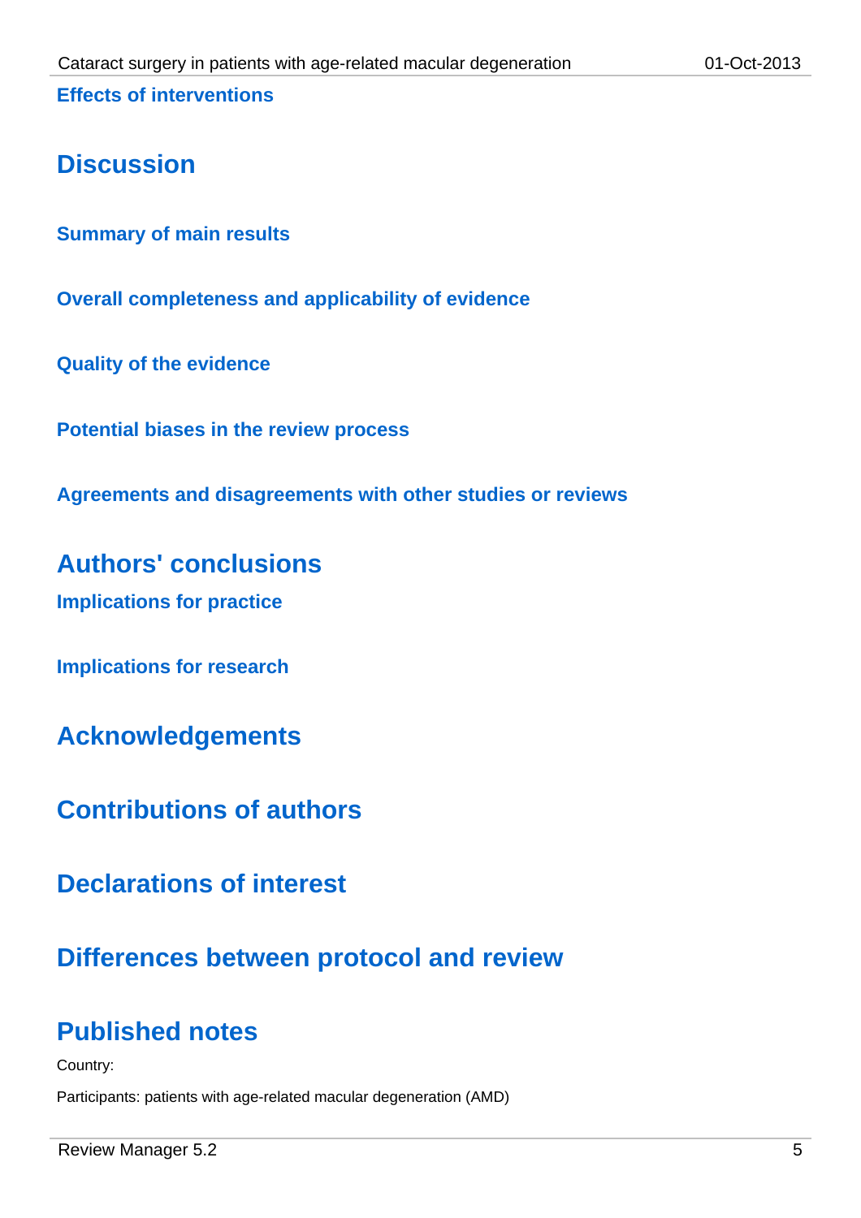### Effects of interventions

## Discussion

### Summary of main results

### Overall completeness and applicability of evidence

### Quality of the evidence

### Potential biases in the review process

### Agreements and disagreements with other studies or reviews

## Authors' conclusions

### Implications for practice

### Implications for research

## Acknowledgements

## Contributions of authors

## Declarations of interest

## Differences between protocol and review

## Published notes

Country:

Participants: patients with age-related macular degeneration (AMD)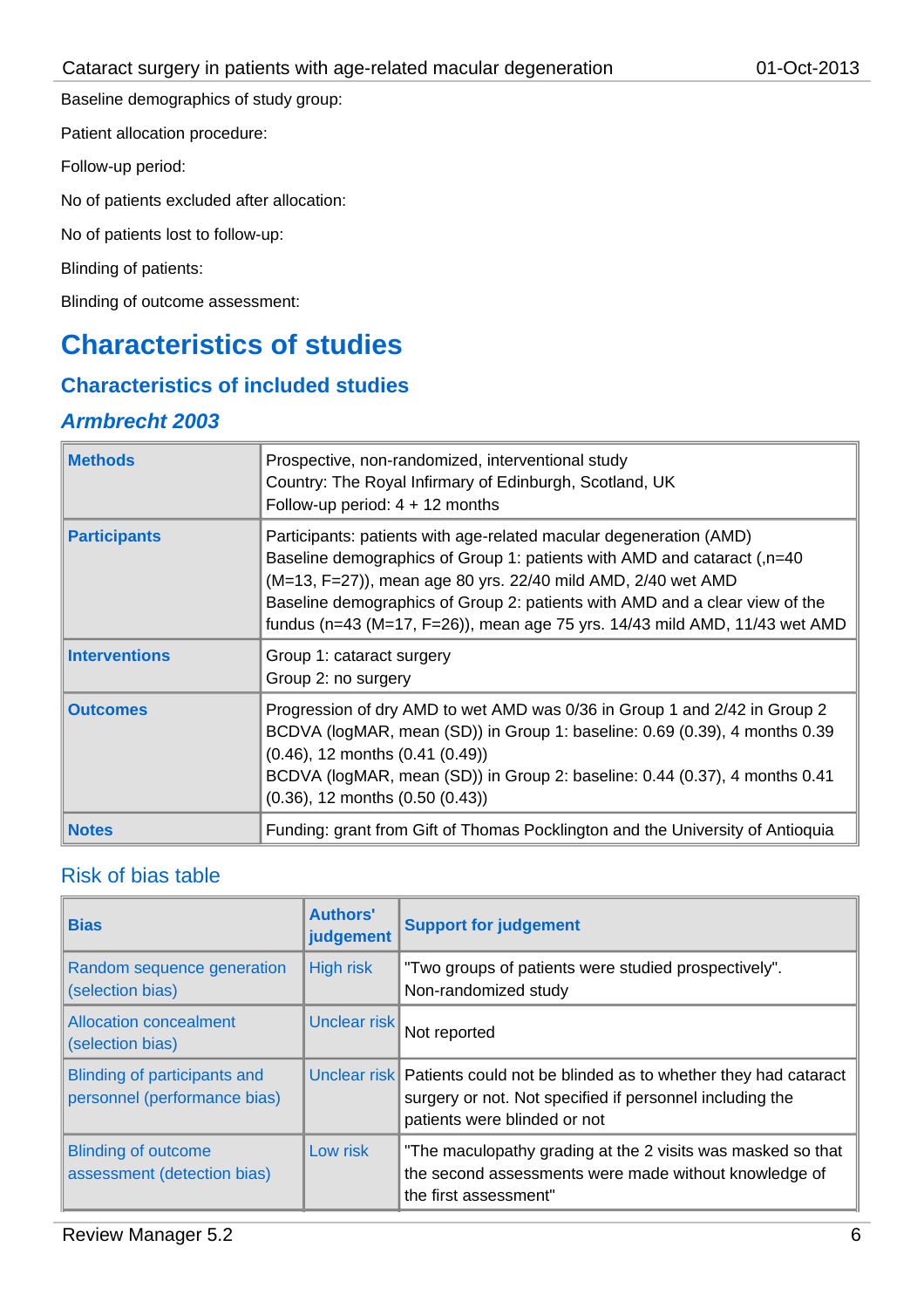Baseline demographics of study group:

Patient allocation procedure:

Follow-up period:

No of patients excluded after allocation:

No of patients lost to follow-up:

Blinding of patients:

Blinding of outcome assessment:

# Characteristics of studies

## Characteristics of included studies

### *Armbrecht 2003*

| | |
|---|---|
| **Methods** | Prospective, non-randomized, interventional study<br>Country: The Royal Infirmary of Edinburgh, Scotland, UK<br>Follow-up period: 4 + 12 months |
| **Participants** | Participants: patients with age-related macular degeneration (AMD)<br>Baseline demographics of Group 1: patients with AMD and cataract (,n=40 (M=13, F=27)), mean age 80 yrs. 22/40 mild AMD, 2/40 wet AMD<br>Baseline demographics of Group 2: patients with AMD and a clear view of the fundus (n=43 (M=17, F=26)), mean age 75 yrs. 14/43 mild AMD, 11/43 wet AMD |
| **Interventions** | Group 1: cataract surgery<br>Group 2: no surgery |
| **Outcomes** | Progression of dry AMD to wet AMD was 0/36 in Group 1 and 2/42 in Group 2<br>BCDVA (logMAR, mean (SD)) in Group 1: baseline: 0.69 (0.39), 4 months 0.39 (0.46), 12 months (0.41 (0.49))<br>BCDVA (logMAR, mean (SD)) in Group 2: baseline: 0.44 (0.37), 4 months 0.41 (0.36), 12 months (0.50 (0.43)) |
| **Notes** | Funding: grant from Gift of Thomas Pocklington and the University of Antioquia |

Risk of bias table

| Bias | Authors' judgement | Support for judgement |
|---|---|---|
| Random sequence generation (selection bias) | High risk | "Two groups of patients were studied prospectively". Non-randomized study |
| Allocation concealment (selection bias) | Unclear risk | Not reported |
| Blinding of participants and personnel (performance bias) | Unclear risk | Patients could not be blinded as to whether they had cataract surgery or not. Not specified if personnel including the patients were blinded or not |
| Blinding of outcome assessment (detection bias) | Low risk | "The maculopathy grading at the 2 visits was masked so that the second assessments were made without knowledge of the first assessment" |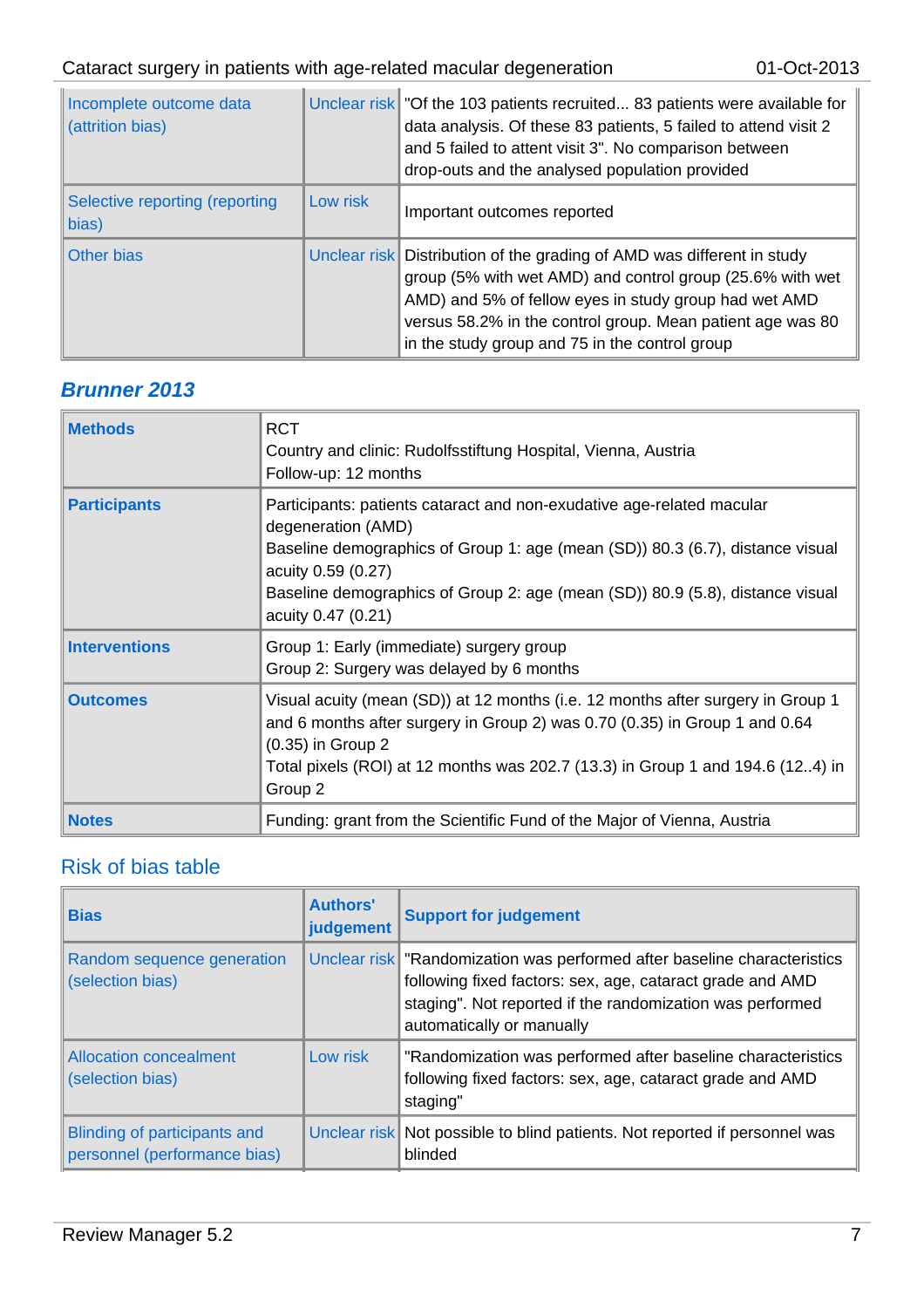| Bias | Authors' judgement | Support for judgement |
| --- | --- | --- |
| Incomplete outcome data (attrition bias) | Unclear risk | "Of the 103 patients recruited... 83 patients were available for data analysis. Of these 83 patients, 5 failed to attend visit 2 and 5 failed to attent visit 3". No comparison between drop-outs and the analysed population provided |
| Selective reporting (reporting bias) | Low risk | Important outcomes reported |
| Other bias | Unclear risk | Distribution of the grading of AMD was different in study group (5% with wet AMD) and control group (25.6% with wet AMD) and 5% of fellow eyes in study group had wet AMD versus 58.2% in the control group. Mean patient age was 80 in the study group and 75 in the control group |

## *Brunner 2013*

| | |
| --- | --- |
| **Methods** | RCT<br>Country and clinic: Rudolfsstiftung Hospital, Vienna, Austria<br>Follow-up: 12 months |
| **Participants** | Participants: patients cataract and non-exudative age-related macular degeneration (AMD)<br>Baseline demographics of Group 1: age (mean (SD)) 80.3 (6.7), distance visual acuity 0.59 (0.27)<br>Baseline demographics of Group 2: age (mean (SD)) 80.9 (5.8), distance visual acuity 0.47 (0.21) |
| **Interventions** | Group 1: Early (immediate) surgery group<br>Group 2: Surgery was delayed by 6 months |
| **Outcomes** | Visual acuity (mean (SD)) at 12 months (i.e. 12 months after surgery in Group 1 and 6 months after surgery in Group 2) was 0.70 (0.35) in Group 1 and 0.64 (0.35) in Group 2<br>Total pixels (ROI) at 12 months was 202.7 (13.3) in Group 1 and 194.6 (12..4) in Group 2 |
| **Notes** | Funding: grant from the Scientific Fund of the Major of Vienna, Austria |

### Risk of bias table

| Bias | Authors' judgement | Support for judgement |
| --- | --- | --- |
| Random sequence generation (selection bias) | Unclear risk | "Randomization was performed after baseline characteristics following fixed factors: sex, age, cataract grade and AMD staging". Not reported if the randomization was performed automatically or manually |
| Allocation concealment (selection bias) | Low risk | "Randomization was performed after baseline characteristics following fixed factors: sex, age, cataract grade and AMD staging" |
| Blinding of participants and personnel (performance bias) | Unclear risk | Not possible to blind patients. Not reported if personnel was blinded |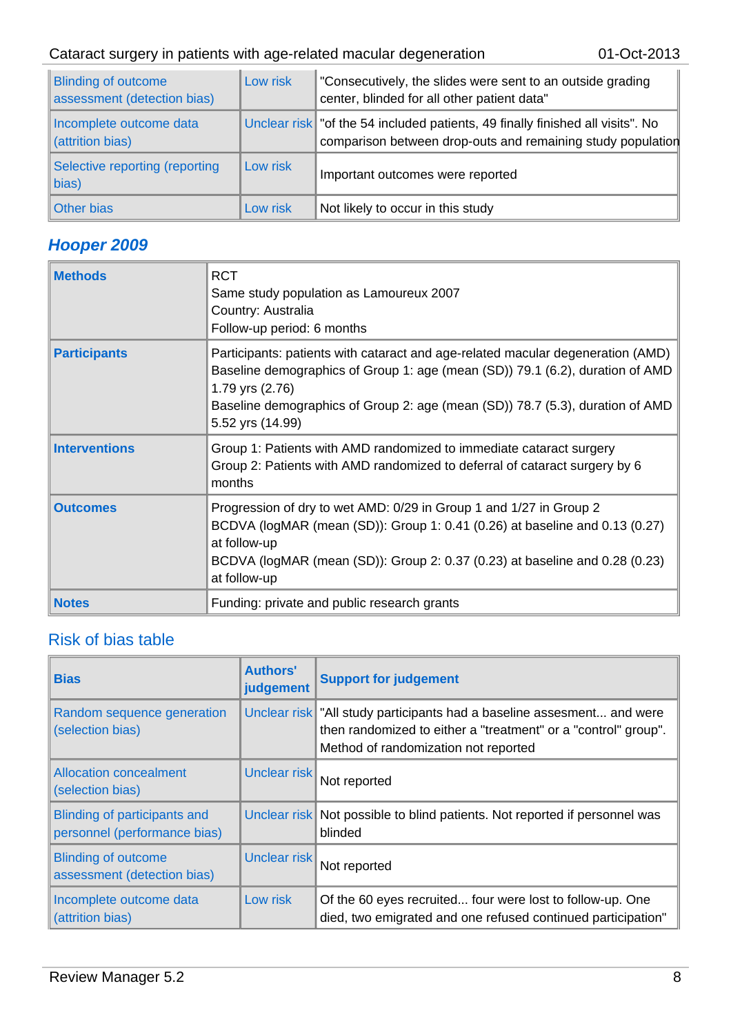| | | |
|---|---|---|
| Blinding of outcome assessment (detection bias) | Low risk | "Consecutively, the slides were sent to an outside grading center, blinded for all other patient data" |
| Incomplete outcome data (attrition bias) | Unclear risk | "of the 54 included patients, 49 finally finished all visits". No comparison between drop-outs and remaining study population |
| Selective reporting (reporting bias) | Low risk | Important outcomes were reported |
| Other bias | Low risk | Not likely to occur in this study |

## *Hooper 2009*

| | |
|---|---|
| **Methods** | RCT<br>Same study population as Lamoureux 2007<br>Country: Australia<br>Follow-up period: 6 months |
| **Participants** | Participants: patients with cataract and age-related macular degeneration (AMD)<br>Baseline demographics of Group 1: age (mean (SD)) 79.1 (6.2), duration of AMD 1.79 yrs (2.76)<br>Baseline demographics of Group 2: age (mean (SD)) 78.7 (5.3), duration of AMD 5.52 yrs (14.99) |
| **Interventions** | Group 1: Patients with AMD randomized to immediate cataract surgery<br>Group 2: Patients with AMD randomized to deferral of cataract surgery by 6 months |
| **Outcomes** | Progression of dry to wet AMD: 0/29 in Group 1 and 1/27 in Group 2<br>BCDVA (logMAR (mean (SD)): Group 1: 0.41 (0.26) at baseline and 0.13 (0.27) at follow-up<br>BCDVA (logMAR (mean (SD)): Group 2: 0.37 (0.23) at baseline and 0.28 (0.23) at follow-up |
| **Notes** | Funding: private and public research grants |

### Risk of bias table

| Bias | Authors' judgement | Support for judgement |
|---|---|---|
| Random sequence generation (selection bias) | Unclear risk | "All study participants had a baseline assesment... and were then randomized to either a "treatment" or a "control" group". Method of randomization not reported |
| Allocation concealment (selection bias) | Unclear risk | Not reported |
| Blinding of participants and personnel (performance bias) | Unclear risk | Not possible to blind patients. Not reported if personnel was blinded |
| Blinding of outcome assessment (detection bias) | Unclear risk | Not reported |
| Incomplete outcome data (attrition bias) | Low risk | Of the 60 eyes recruited... four were lost to follow-up. One died, two emigrated and one refused continued participation" |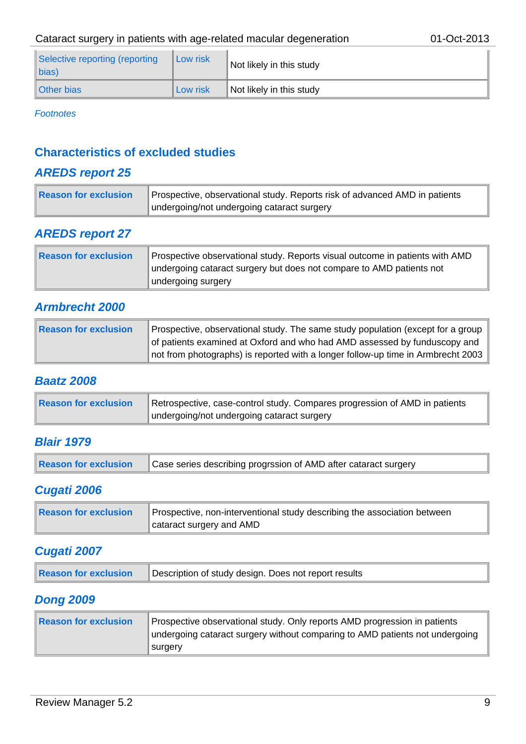| | | |
|---|---|---|
| Selective reporting (reporting bias) | Low risk | Not likely in this study |
| Other bias | Low risk | Not likely in this study |

*Footnotes*

## Characteristics of excluded studies

### *AREDS report 25*

| | |
|---|---|
| **Reason for exclusion** | Prospective, observational study. Reports risk of advanced AMD in patients undergoing/not undergoing cataract surgery |

### *AREDS report 27*

| | |
|---|---|
| **Reason for exclusion** | Prospective observational study. Reports visual outcome in patients with AMD undergoing cataract surgery but does not compare to AMD patients not undergoing surgery |

### *Armbrecht 2000*

| | |
|---|---|
| **Reason for exclusion** | Prospective, observational study. The same study population (except for a group of patients examined at Oxford and who had AMD assessed by funduscopy and not from photographs) is reported with a longer follow-up time in Armbrecht 2003 |

### *Baatz 2008*

| | |
|---|---|
| **Reason for exclusion** | Retrospective, case-control study. Compares progression of AMD in patients undergoing/not undergoing cataract surgery |

### *Blair 1979*

| | |
|---|---|
| **Reason for exclusion** | Case series describing progrssion of AMD after cataract surgery |

### *Cugati 2006*

| | |
|---|---|
| **Reason for exclusion** | Prospective, non-interventional study describing the association between cataract surgery and AMD |

### *Cugati 2007*

| | |
|---|---|
| **Reason for exclusion** | Description of study design. Does not report results |

### *Dong 2009*

| | |
|---|---|
| **Reason for exclusion** | Prospective observational study. Only reports AMD progression in patients undergoing cataract surgery without comparing to AMD patients not undergoing surgery |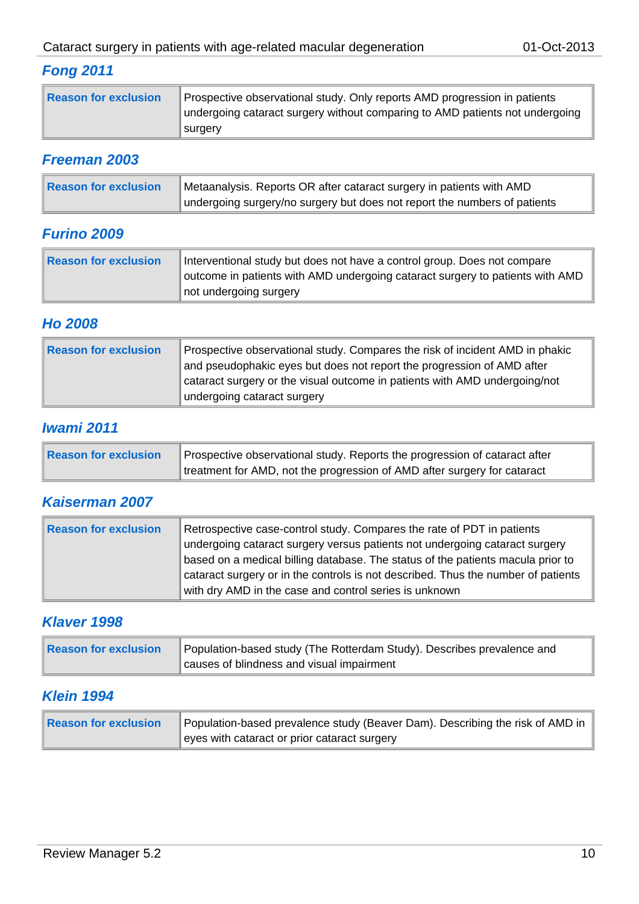### Fong 2011

| Reason for exclusion | Prospective observational study. Only reports AMD progression in patients undergoing cataract surgery without comparing to AMD patients not undergoing surgery |
|---|---|

### Freeman 2003

| Reason for exclusion | Metaanalysis. Reports OR after cataract surgery in patients with AMD undergoing surgery/no surgery but does not report the numbers of patients |
|---|---|

### Furino 2009

| Reason for exclusion | Interventional study but does not have a control group. Does not compare outcome in patients with AMD undergoing cataract surgery to patients with AMD not undergoing surgery |
|---|---|

### Ho 2008

| Reason for exclusion | Prospective observational study. Compares the risk of incident AMD in phakic and pseudophakic eyes but does not report the progression of AMD after cataract surgery or the visual outcome in patients with AMD undergoing/not undergoing cataract surgery |
|---|---|

### Iwami 2011

| Reason for exclusion | Prospective observational study. Reports the progression of cataract after treatment for AMD, not the progression of AMD after surgery for cataract |
|---|---|

### Kaiserman 2007

| Reason for exclusion | Retrospective case-control study. Compares the rate of PDT in patients undergoing cataract surgery versus patients not undergoing cataract surgery based on a medical billing database. The status of the patients macula prior to cataract surgery or in the controls is not described. Thus the number of patients with dry AMD in the case and control series is unknown |
|---|---|

### Klaver 1998

| Reason for exclusion | Population-based study (The Rotterdam Study). Describes prevalence and causes of blindness and visual impairment |
|---|---|

### Klein 1994

| Reason for exclusion | Population-based prevalence study (Beaver Dam). Describing the risk of AMD in eyes with cataract or prior cataract surgery |
|---|---|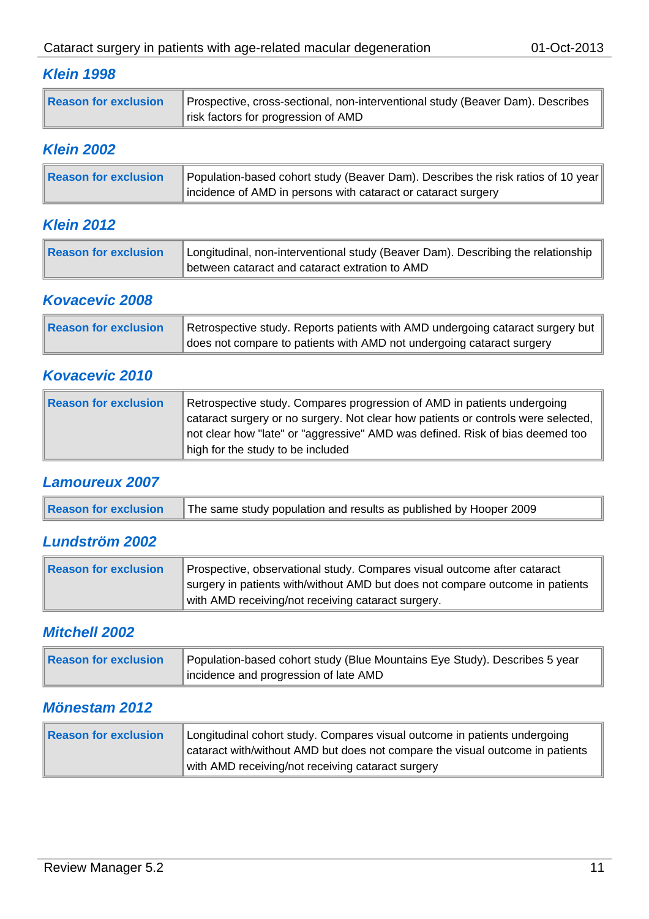## Klein 1998

| Reason for exclusion | Prospective, cross-sectional, non-interventional study (Beaver Dam). Describes risk factors for progression of AMD |
|---|---|

## Klein 2002

| Reason for exclusion | Population-based cohort study (Beaver Dam). Describes the risk ratios of 10 year incidence of AMD in persons with cataract or cataract surgery |
|---|---|

## Klein 2012

| Reason for exclusion | Longitudinal, non-interventional study (Beaver Dam). Describing the relationship between cataract and cataract extration to AMD |
|---|---|

## Kovacevic 2008

| Reason for exclusion | Retrospective study. Reports patients with AMD undergoing cataract surgery but does not compare to patients with AMD not undergoing cataract surgery |
|---|---|

## Kovacevic 2010

| Reason for exclusion | Retrospective study. Compares progression of AMD in patients undergoing cataract surgery or no surgery. Not clear how patients or controls were selected, not clear how "late" or "aggressive" AMD was defined. Risk of bias deemed too high for the study to be included |
|---|---|

## Lamoureux 2007

| Reason for exclusion | The same study population and results as published by Hooper 2009 |
|---|---|

## Lundström 2002

| Reason for exclusion | Prospective, observational study. Compares visual outcome after cataract surgery in patients with/without AMD but does not compare outcome in patients with AMD receiving/not receiving cataract surgery. |
|---|---|

## Mitchell 2002

| Reason for exclusion | Population-based cohort study (Blue Mountains Eye Study). Describes 5 year incidence and progression of late AMD |
|---|---|

## Mönestam 2012

| Reason for exclusion | Longitudinal cohort study. Compares visual outcome in patients undergoing cataract with/without AMD but does not compare the visual outcome in patients with AMD receiving/not receiving cataract surgery |
|---|---|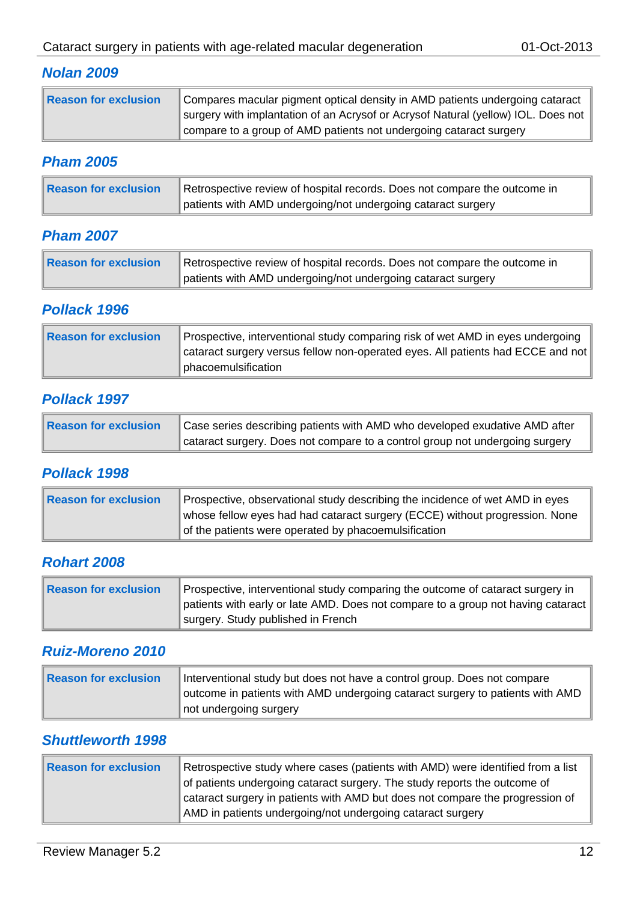### Nolan 2009

| Reason for exclusion | Compares macular pigment optical density in AMD patients undergoing cataract surgery with implantation of an Acrysof or Acrysof Natural (yellow) IOL. Does not compare to a group of AMD patients not undergoing cataract surgery |
|---|---|

### Pham 2005

| Reason for exclusion | Retrospective review of hospital records. Does not compare the outcome in patients with AMD undergoing/not undergoing cataract surgery |
|---|---|

### Pham 2007

| Reason for exclusion | Retrospective review of hospital records. Does not compare the outcome in patients with AMD undergoing/not undergoing cataract surgery |
|---|---|

### Pollack 1996

| Reason for exclusion | Prospective, interventional study comparing risk of wet AMD in eyes undergoing cataract surgery versus fellow non-operated eyes. All patients had ECCE and not phacoemulsification |
|---|---|

### Pollack 1997

| Reason for exclusion | Case series describing patients with AMD who developed exudative AMD after cataract surgery. Does not compare to a control group not undergoing surgery |
|---|---|

### Pollack 1998

| Reason for exclusion | Prospective, observational study describing the incidence of wet AMD in eyes whose fellow eyes had had cataract surgery (ECCE) without progression. None of the patients were operated by phacoemulsification |
|---|---|

### Rohart 2008

| Reason for exclusion | Prospective, interventional study comparing the outcome of cataract surgery in patients with early or late AMD. Does not compare to a group not having cataract surgery. Study published in French |
|---|---|

### Ruiz-Moreno 2010

| Reason for exclusion | Interventional study but does not have a control group. Does not compare outcome in patients with AMD undergoing cataract surgery to patients with AMD not undergoing surgery |
|---|---|

### Shuttleworth 1998

| Reason for exclusion | Retrospective study where cases (patients with AMD) were identified from a list of patients undergoing cataract surgery. The study reports the outcome of cataract surgery in patients with AMD but does not compare the progression of AMD in patients undergoing/not undergoing cataract surgery |
|---|---|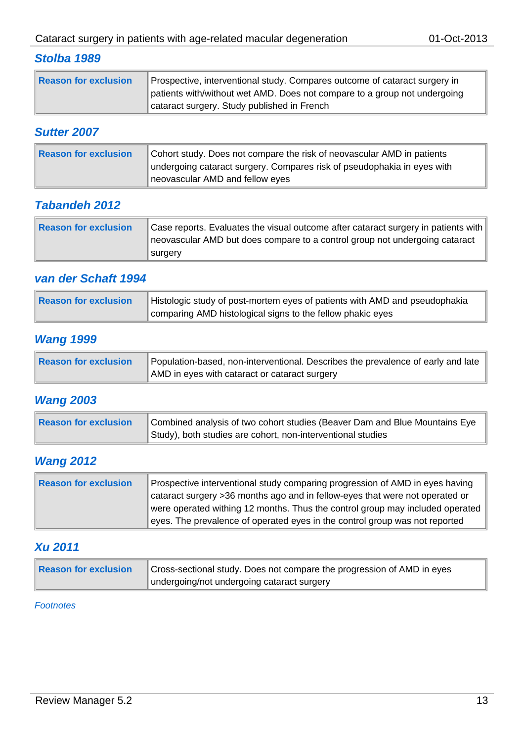### *Stolba 1989*

| Reason for exclusion | Prospective, interventional study. Compares outcome of cataract surgery in patients with/without wet AMD. Does not compare to a group not undergoing cataract surgery. Study published in French |
|---|---|

### *Sutter 2007*

| Reason for exclusion | Cohort study. Does not compare the risk of neovascular AMD in patients undergoing cataract surgery. Compares risk of pseudophakia in eyes with neovascular AMD and fellow eyes |
|---|---|

### *Tabandeh 2012*

| Reason for exclusion | Case reports. Evaluates the visual outcome after cataract surgery in patients with neovascular AMD but does compare to a control group not undergoing cataract surgery |
|---|---|

### *van der Schaft 1994*

| Reason for exclusion | Histologic study of post-mortem eyes of patients with AMD and pseudophakia comparing AMD histological signs to the fellow phakic eyes |
|---|---|

### *Wang 1999*

| Reason for exclusion | Population-based, non-interventional. Describes the prevalence of early and late AMD in eyes with cataract or cataract surgery |
|---|---|

### *Wang 2003*

| Reason for exclusion | Combined analysis of two cohort studies (Beaver Dam and Blue Mountains Eye Study), both studies are cohort, non-interventional studies |
|---|---|

### *Wang 2012*

| Reason for exclusion | Prospective interventional study comparing progression of AMD in eyes having cataract surgery >36 months ago and in fellow-eyes that were not operated or were operated withing 12 months. Thus the control group may included operated eyes. The prevalence of operated eyes in the control group was not reported |
|---|---|

### *Xu 2011*

| Reason for exclusion | Cross-sectional study. Does not compare the progression of AMD in eyes undergoing/not undergoing cataract surgery |
|---|---|

*Footnotes*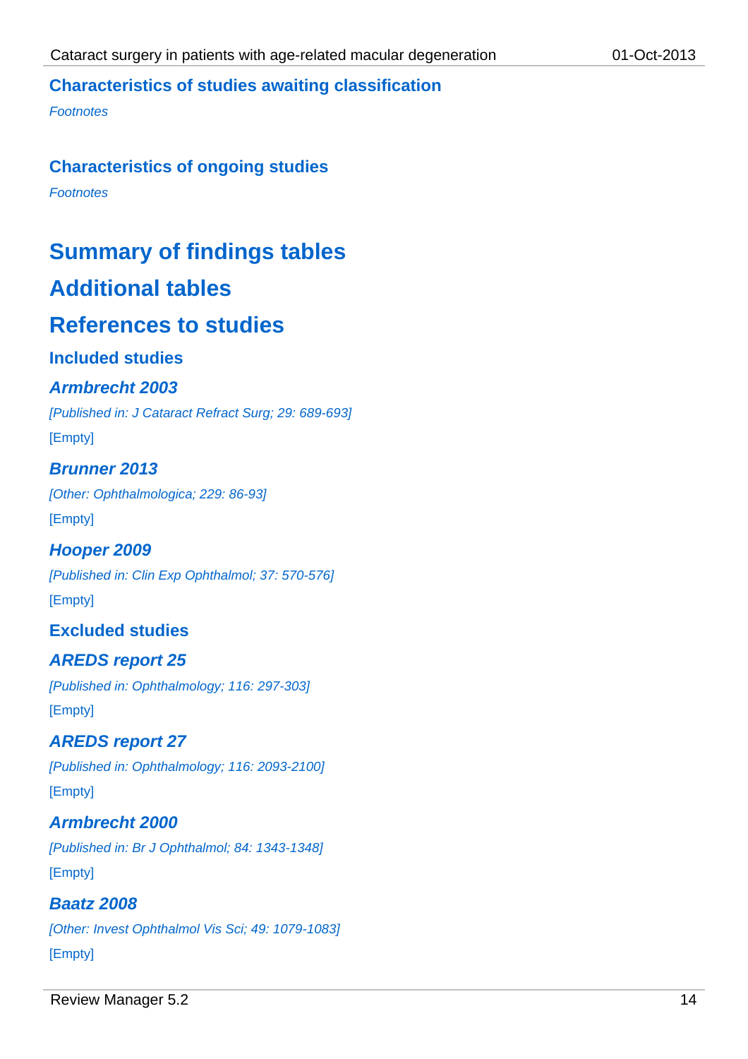## Characteristics of studies awaiting classification

*Footnotes*

## Characteristics of ongoing studies

*Footnotes*

# Summary of findings tables

# Additional tables

# References to studies

## Included studies

### *Armbrecht 2003*

*[Published in: J Cataract Refract Surg; 29: 689-693]*

[Empty]

### *Brunner 2013*

*[Other: Ophthalmologica; 229: 86-93]*

[Empty]

### *Hooper 2009*

*[Published in: Clin Exp Ophthalmol; 37: 570-576]*

[Empty]

## Excluded studies

### *AREDS report 25*

*[Published in: Ophthalmology; 116: 297-303]*

[Empty]

### *AREDS report 27*

*[Published in: Ophthalmology; 116: 2093-2100]*

[Empty]

### *Armbrecht 2000*

*[Published in: Br J Ophthalmol; 84: 1343-1348]*

[Empty]

### *Baatz 2008*

*[Other: Invest Ophthalmol Vis Sci; 49: 1079-1083]*

[Empty]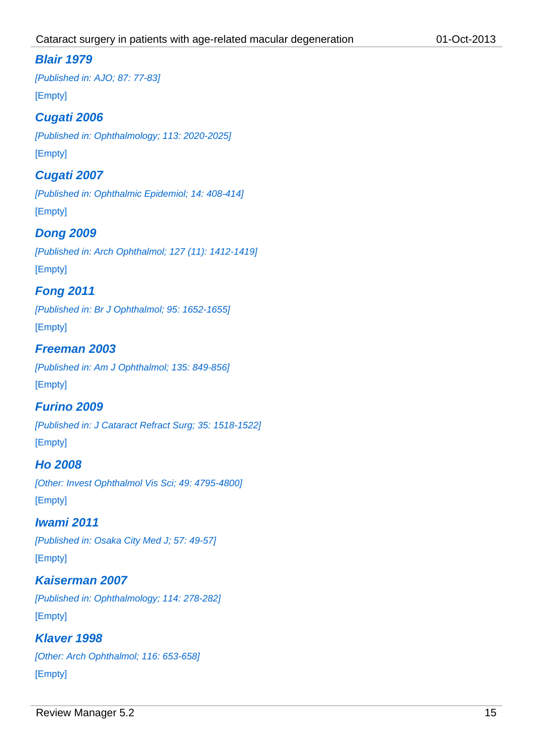### *Blair 1979*

*[Published in: AJO; 87: 77-83]*

[Empty]

### *Cugati 2006*

*[Published in: Ophthalmology; 113: 2020-2025]*

[Empty]

### *Cugati 2007*

*[Published in: Ophthalmic Epidemiol; 14: 408-414]*

[Empty]

### *Dong 2009*

*[Published in: Arch Ophthalmol; 127 (11): 1412-1419]*

[Empty]

### *Fong 2011*

*[Published in: Br J Ophthalmol; 95: 1652-1655]*

[Empty]

### *Freeman 2003*

*[Published in: Am J Ophthalmol; 135: 849-856]*

[Empty]

### *Furino 2009*

*[Published in: J Cataract Refract Surg; 35: 1518-1522]*

[Empty]

### *Ho 2008*

*[Other: Invest Ophthalmol Vis Sci; 49: 4795-4800]*

[Empty]

### *Iwami 2011*

*[Published in: Osaka City Med J; 57: 49-57]*

[Empty]

### *Kaiserman 2007*

*[Published in: Ophthalmology; 114: 278-282]*

[Empty]

### *Klaver 1998*

*[Other: Arch Ophthalmol; 116: 653-658]*

[Empty]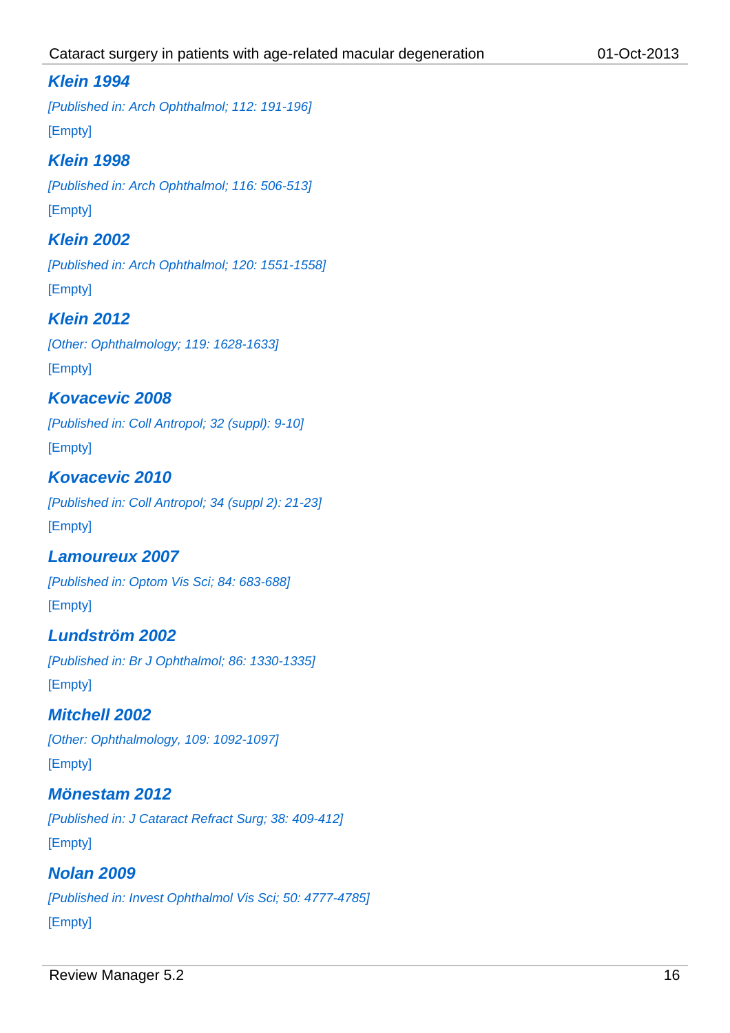### Klein 1994

*[Published in: Arch Ophthalmol; 112: 191-196]*

[Empty]

### Klein 1998

*[Published in: Arch Ophthalmol; 116: 506-513]*

[Empty]

### Klein 2002

*[Published in: Arch Ophthalmol; 120: 1551-1558]*

[Empty]

### Klein 2012

*[Other: Ophthalmology; 119: 1628-1633]*

[Empty]

### Kovacevic 2008

*[Published in: Coll Antropol; 32 (suppl): 9-10]*

[Empty]

### Kovacevic 2010

*[Published in: Coll Antropol; 34 (suppl 2): 21-23]*

[Empty]

### Lamoureux 2007

*[Published in: Optom Vis Sci; 84: 683-688]*

[Empty]

### Lundström 2002

*[Published in: Br J Ophthalmol; 86: 1330-1335]*

[Empty]

### Mitchell 2002

*[Other: Ophthalmology, 109: 1092-1097]*

[Empty]

### Mönestam 2012

*[Published in: J Cataract Refract Surg; 38: 409-412]*

[Empty]

### Nolan 2009

*[Published in: Invest Ophthalmol Vis Sci; 50: 4777-4785]*

[Empty]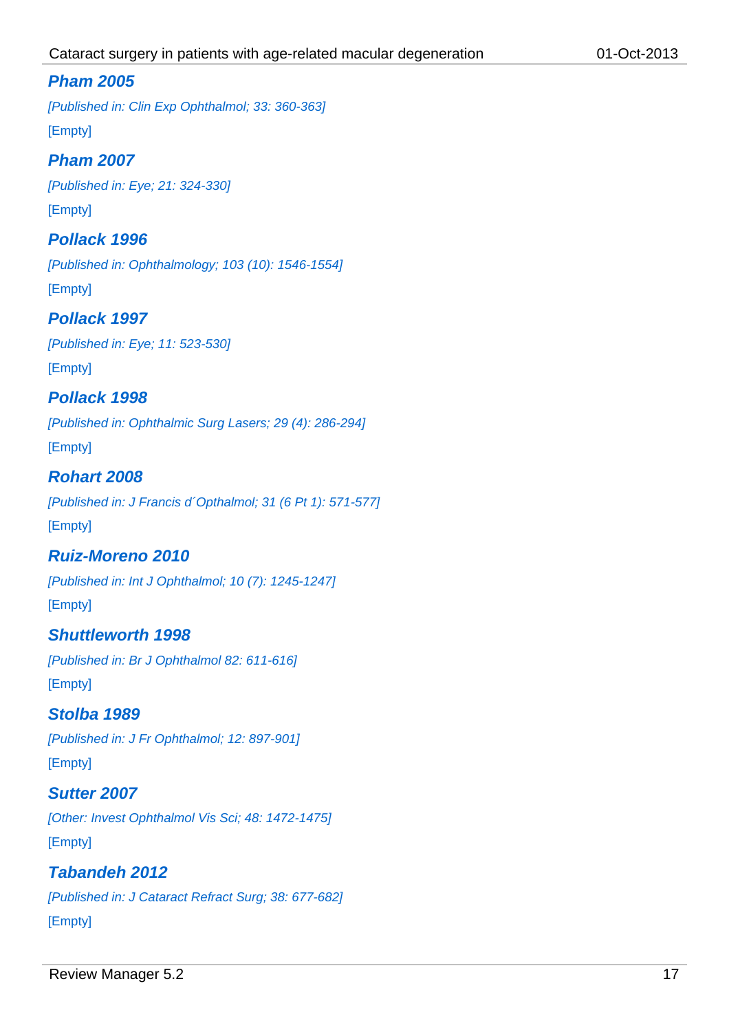### *Pham 2005*

*[Published in: Clin Exp Ophthalmol; 33: 360-363]*

[Empty]

### *Pham 2007*

*[Published in: Eye; 21: 324-330]*

[Empty]

### *Pollack 1996*

*[Published in: Ophthalmology; 103 (10): 1546-1554]*

[Empty]

### *Pollack 1997*

*[Published in: Eye; 11: 523-530]*

[Empty]

### *Pollack 1998*

*[Published in: Ophthalmic Surg Lasers; 29 (4): 286-294]*

[Empty]

### *Rohart 2008*

*[Published in: J Francis d´Opthalmol; 31 (6 Pt 1): 571-577]*

[Empty]

### *Ruiz-Moreno 2010*

*[Published in: Int J Ophthalmol; 10 (7): 1245-1247]*

[Empty]

### *Shuttleworth 1998*

*[Published in: Br J Ophthalmol 82: 611-616]*

[Empty]

### *Stolba 1989*

*[Published in: J Fr Ophthalmol; 12: 897-901]*

[Empty]

### *Sutter 2007*

*[Other: Invest Ophthalmol Vis Sci; 48: 1472-1475]*

[Empty]

### *Tabandeh 2012*

*[Published in: J Cataract Refract Surg; 38: 677-682]*

[Empty]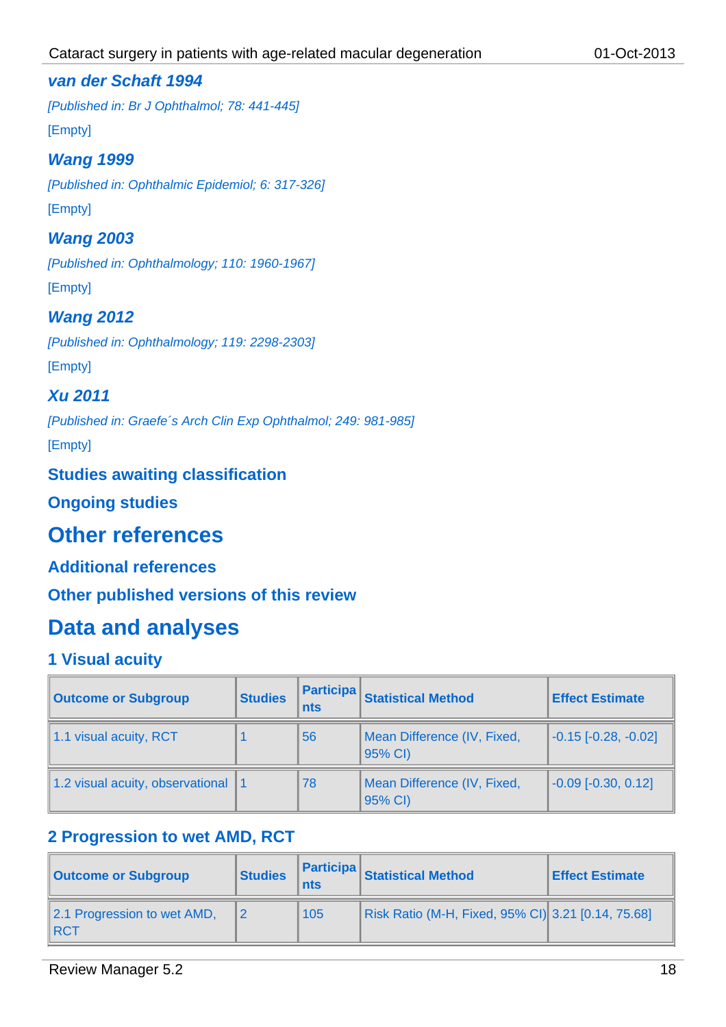### *van der Schaft 1994*

*[Published in: Br J Ophthalmol; 78: 441-445]*

[Empty]

### *Wang 1999*

*[Published in: Ophthalmic Epidemiol; 6: 317-326]*

[Empty]

### *Wang 2003*

*[Published in: Ophthalmology; 110: 1960-1967]*

[Empty]

### *Wang 2012*

*[Published in: Ophthalmology; 119: 2298-2303]*

[Empty]

### *Xu 2011*

*[Published in: Graefe´s Arch Clin Exp Ophthalmol; 249: 981-985]*

[Empty]

### Studies awaiting classification

### Ongoing studies

## Other references

### Additional references

### Other published versions of this review

## Data and analyses

### 1 Visual acuity

| Outcome or Subgroup | Studies | Participants | Statistical Method | Effect Estimate |
|---|---|---|---|---|
| 1.1 visual acuity, RCT | 1 | 56 | Mean Difference (IV, Fixed, 95% CI) | -0.15 [-0.28, -0.02] |
| 1.2 visual acuity, observational | 1 | 78 | Mean Difference (IV, Fixed, 95% CI) | -0.09 [-0.30, 0.12] |

### 2 Progression to wet AMD, RCT

| Outcome or Subgroup | Studies | Participants | Statistical Method | Effect Estimate |
|---|---|---|---|---|
| 2.1 Progression to wet AMD, RCT | 2 | 105 | Risk Ratio (M-H, Fixed, 95% CI) | 3.21 [0.14, 75.68] |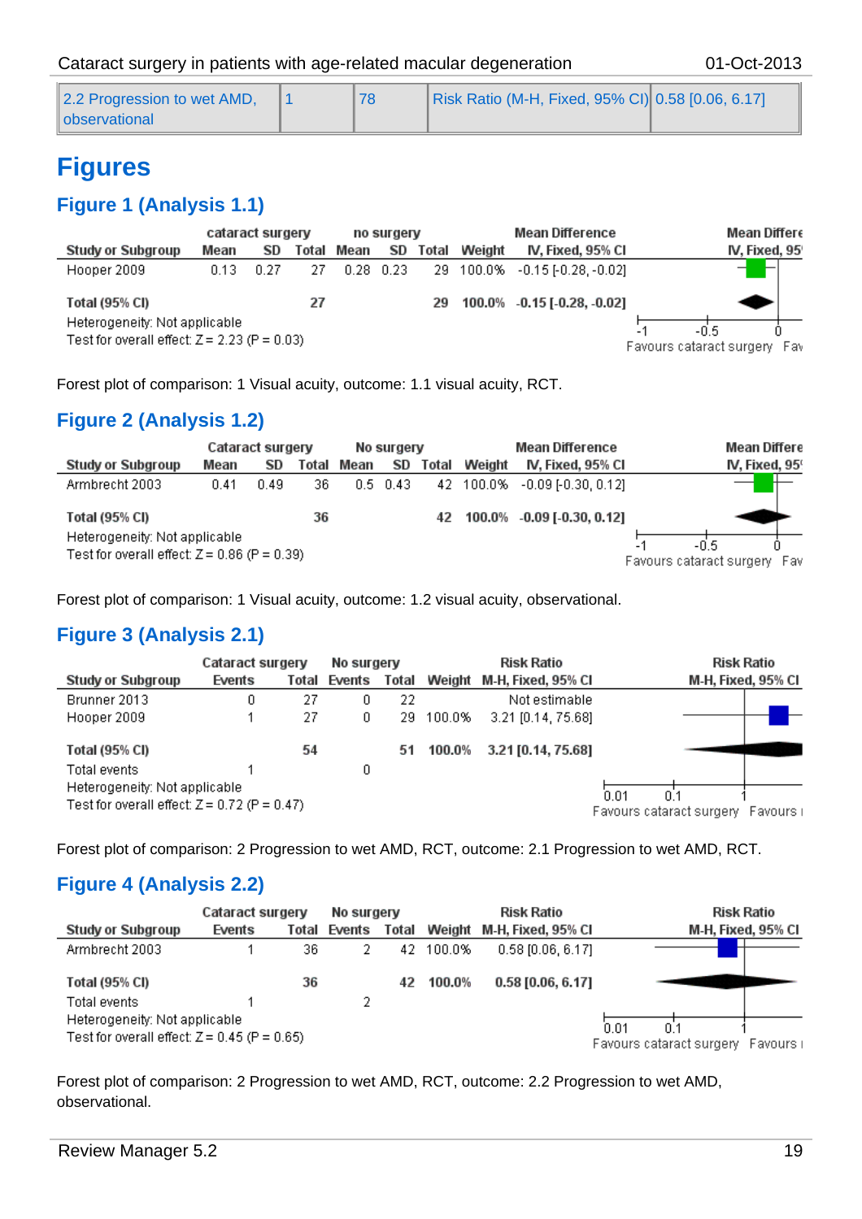| 2.2 Progression to wet AMD, observational | 1 | 78 | Risk Ratio (M-H, Fixed, 95% CI) | 0.58 [0.06, 6.17] |
|---|---|---|---|---|

# Figures

## Figure 1 (Analysis 1.1)

| Study or Subgroup | cataract surgery Mean | SD | Total | no surgery Mean | SD | Total | Weight | Mean Difference IV, Fixed, 95% CI |
|---|---|---|---|---|---|---|---|---|
| Hooper 2009 | 0.13 | 0.27 | 27 | 0.28 | 0.23 | 29 | 100.0% | -0.15 [-0.28, -0.02] |
| **Total (95% CI)** | | | **27** | | | **29** | **100.0%** | **-0.15 [-0.28, -0.02]** |

Heterogeneity: Not applicable
Test for overall effect: Z = 2.23 (P = 0.03)

Forest plot of comparison: 1 Visual acuity, outcome: 1.1 visual acuity, RCT.

## Figure 2 (Analysis 1.2)

| Study or Subgroup | Cataract surgery Mean | SD | Total | No surgery Mean | SD | Total | Weight | Mean Difference IV, Fixed, 95% CI |
|---|---|---|---|---|---|---|---|---|
| Armbrecht 2003 | 0.41 | 0.49 | 36 | 0.5 | 0.43 | 42 | 100.0% | -0.09 [-0.30, 0.12] |
| **Total (95% CI)** | | | **36** | | | **42** | **100.0%** | **-0.09 [-0.30, 0.12]** |

Heterogeneity: Not applicable
Test for overall effect: Z = 0.86 (P = 0.39)

Forest plot of comparison: 1 Visual acuity, outcome: 1.2 visual acuity, observational.

## Figure 3 (Analysis 2.1)

| Study or Subgroup | Cataract surgery Events | Total | No surgery Events | Total | Weight | Risk Ratio M-H, Fixed, 95% CI |
|---|---|---|---|---|---|---|
| Brunner 2013 | 0 | 27 | 0 | 22 | | Not estimable |
| Hooper 2009 | 1 | 27 | 0 | 29 | 100.0% | 3.21 [0.14, 75.68] |
| **Total (95% CI)** | | **54** | | **51** | **100.0%** | **3.21 [0.14, 75.68]** |
| Total events | 1 | | 0 | | | |

Heterogeneity: Not applicable
Test for overall effect: Z = 0.72 (P = 0.47)

Forest plot of comparison: 2 Progression to wet AMD, RCT, outcome: 2.1 Progression to wet AMD, RCT.

## Figure 4 (Analysis 2.2)

| Study or Subgroup | Cataract surgery Events | Total | No surgery Events | Total | Weight | Risk Ratio M-H, Fixed, 95% CI |
|---|---|---|---|---|---|---|
| Armbrecht 2003 | 1 | 36 | 2 | 42 | 100.0% | 0.58 [0.06, 6.17] |
| **Total (95% CI)** | | **36** | | **42** | **100.0%** | **0.58 [0.06, 6.17]** |
| Total events | 1 | | 2 | | | |

Heterogeneity: Not applicable
Test for overall effect: Z = 0.45 (P = 0.65)

Forest plot of comparison: 2 Progression to wet AMD, RCT, outcome: 2.2 Progression to wet AMD, observational.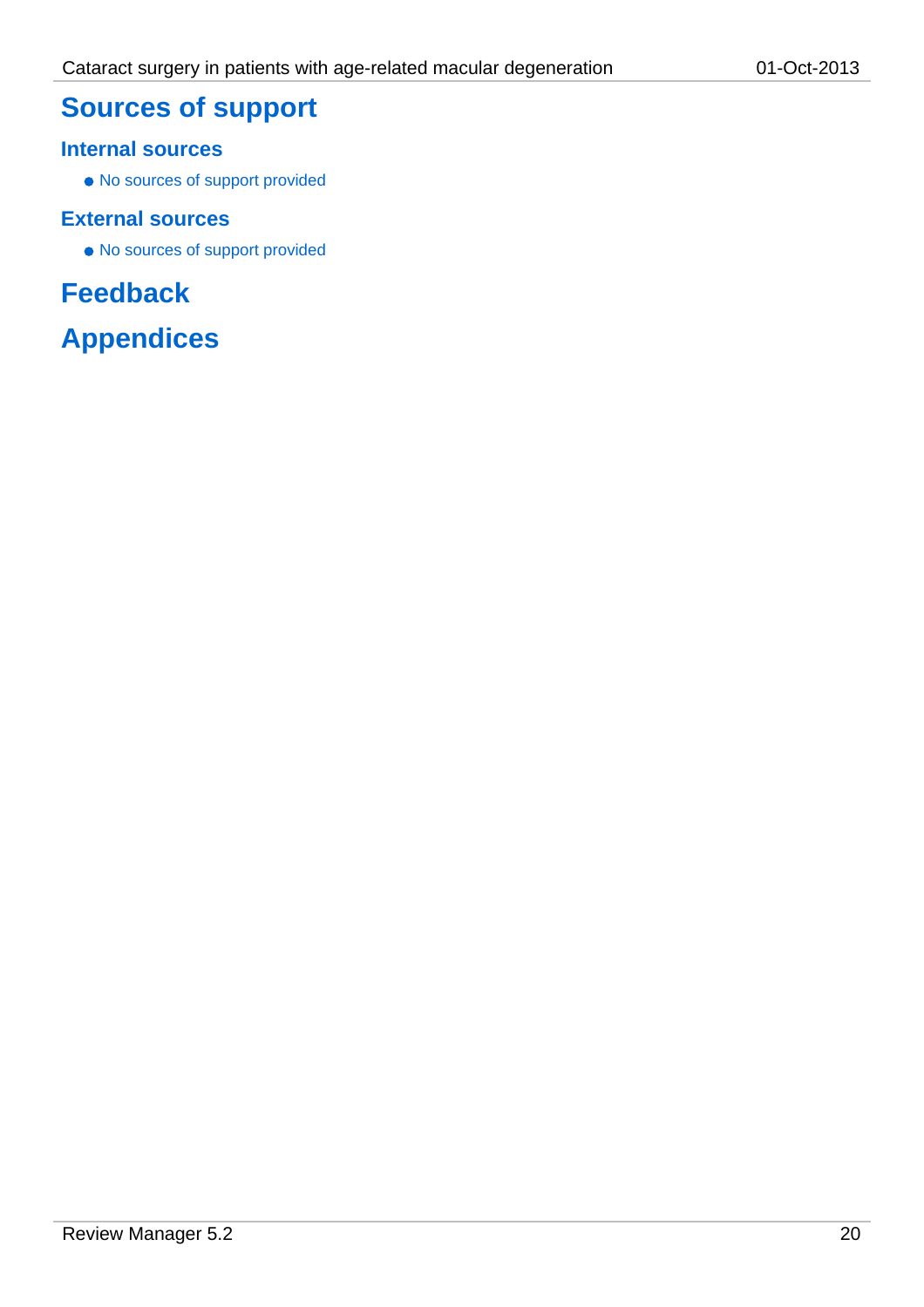# Sources of support

## Internal sources

- No sources of support provided

## External sources

- No sources of support provided

# Feedback

# Appendices